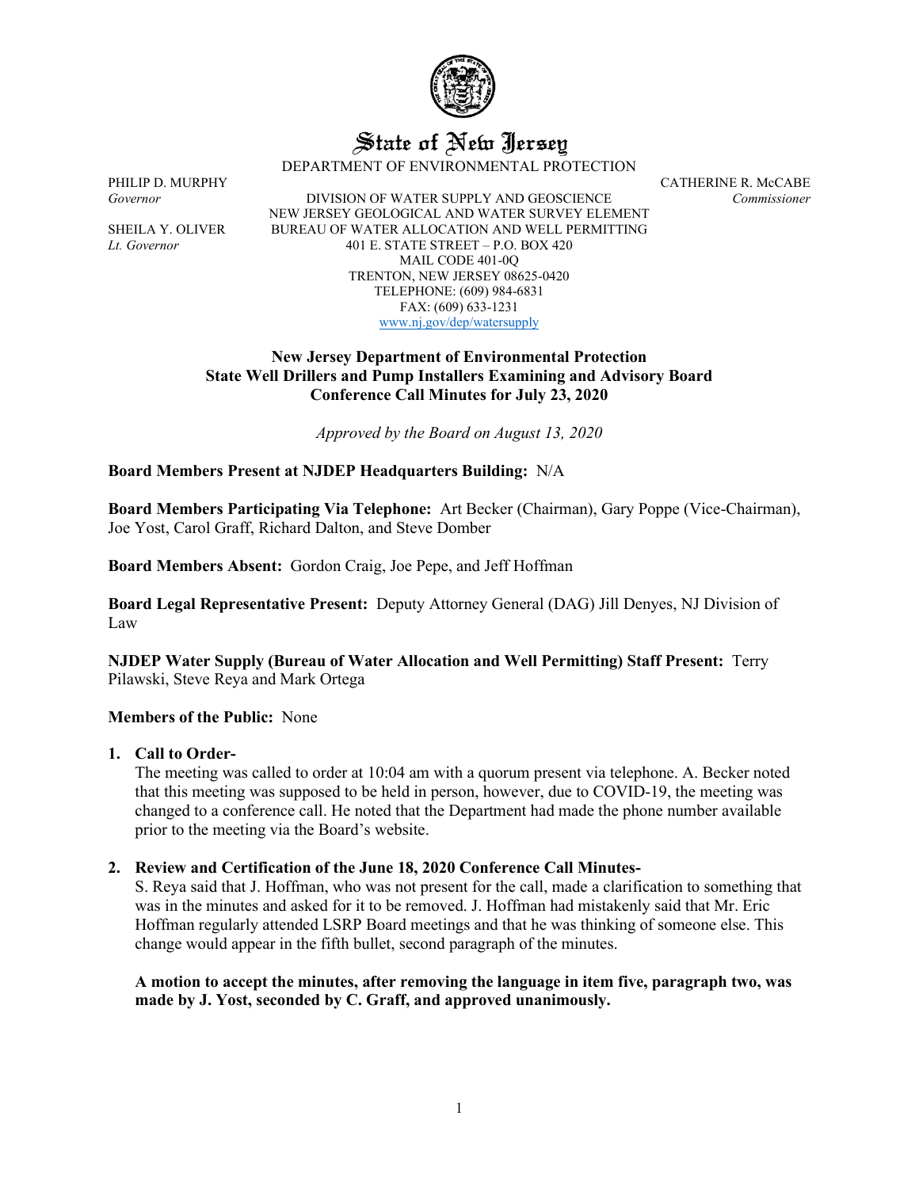# State of New Jersey

DEPARTMENT OF ENVIRONMENTAL PROTECTION

PHILIP D. MURPHY
*Governor*

SHEILA Y. OLIVER
*Lt. Governor*

DIVISION OF WATER SUPPLY AND GEOSCIENCE
NEW JERSEY GEOLOGICAL AND WATER SURVEY ELEMENT
BUREAU OF WATER ALLOCATION AND WELL PERMITTING
401 E. STATE STREET – P.O. BOX 420
MAIL CODE 401-0Q
TRENTON, NEW JERSEY 08625-0420
TELEPHONE: (609) 984-6831
FAX: (609) 633-1231
www.nj.gov/dep/watersupply

CATHERINE R. McCABE
*Commissioner*

## New Jersey Department of Environmental Protection
## State Well Drillers and Pump Installers Examining and Advisory Board
## Conference Call Minutes for July 23, 2020

*Approved by the Board on August 13, 2020*

**Board Members Present at NJDEP Headquarters Building:** N/A

**Board Members Participating Via Telephone:** Art Becker (Chairman), Gary Poppe (Vice-Chairman), Joe Yost, Carol Graff, Richard Dalton, and Steve Domber

**Board Members Absent:** Gordon Craig, Joe Pepe, and Jeff Hoffman

**Board Legal Representative Present:** Deputy Attorney General (DAG) Jill Denyes, NJ Division of Law

**NJDEP Water Supply (Bureau of Water Allocation and Well Permitting) Staff Present:** Terry Pilawski, Steve Reya and Mark Ortega

**Members of the Public:** None

1. **Call to Order-**
   The meeting was called to order at 10:04 am with a quorum present via telephone. A. Becker noted that this meeting was supposed to be held in person, however, due to COVID-19, the meeting was changed to a conference call. He noted that the Department had made the phone number available prior to the meeting via the Board's website.

2. **Review and Certification of the June 18, 2020 Conference Call Minutes-**
   S. Reya said that J. Hoffman, who was not present for the call, made a clarification to something that was in the minutes and asked for it to be removed. J. Hoffman had mistakenly said that Mr. Eric Hoffman regularly attended LSRP Board meetings and that he was thinking of someone else. This change would appear in the fifth bullet, second paragraph of the minutes.

   **A motion to accept the minutes, after removing the language in item five, paragraph two, was made by J. Yost, seconded by C. Graff, and approved unanimously.**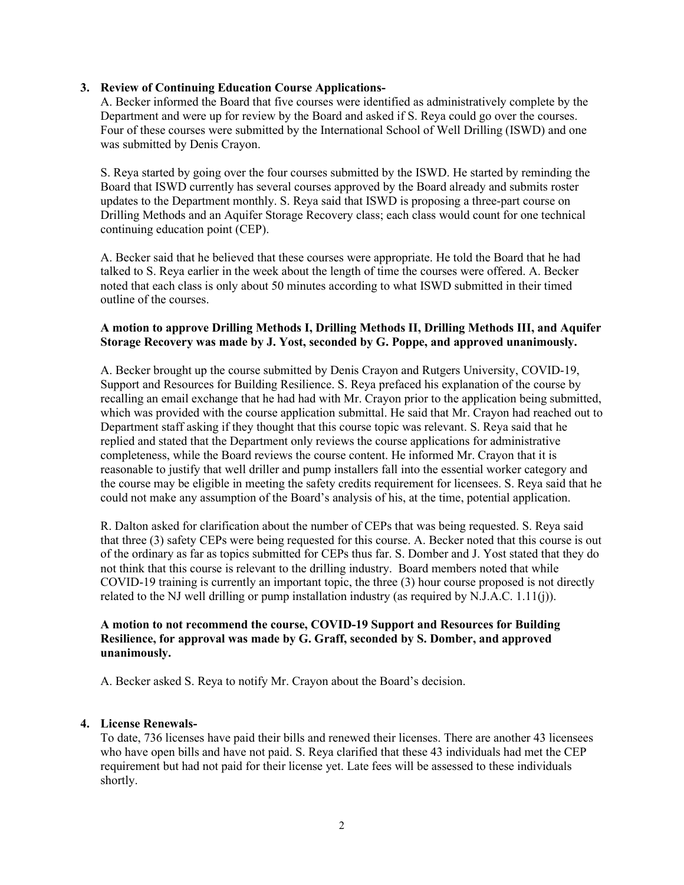**3. Review of Continuing Education Course Applications-**

A. Becker informed the Board that five courses were identified as administratively complete by the Department and were up for review by the Board and asked if S. Reya could go over the courses. Four of these courses were submitted by the International School of Well Drilling (ISWD) and one was submitted by Denis Crayon.

S. Reya started by going over the four courses submitted by the ISWD. He started by reminding the Board that ISWD currently has several courses approved by the Board already and submits roster updates to the Department monthly. S. Reya said that ISWD is proposing a three-part course on Drilling Methods and an Aquifer Storage Recovery class; each class would count for one technical continuing education point (CEP).

A. Becker said that he believed that these courses were appropriate. He told the Board that he had talked to S. Reya earlier in the week about the length of time the courses were offered. A. Becker noted that each class is only about 50 minutes according to what ISWD submitted in their timed outline of the courses.

**A motion to approve Drilling Methods I, Drilling Methods II, Drilling Methods III, and Aquifer Storage Recovery was made by J. Yost, seconded by G. Poppe, and approved unanimously.**

A. Becker brought up the course submitted by Denis Crayon and Rutgers University, COVID-19, Support and Resources for Building Resilience. S. Reya prefaced his explanation of the course by recalling an email exchange that he had had with Mr. Crayon prior to the application being submitted, which was provided with the course application submittal. He said that Mr. Crayon had reached out to Department staff asking if they thought that this course topic was relevant. S. Reya said that he replied and stated that the Department only reviews the course applications for administrative completeness, while the Board reviews the course content. He informed Mr. Crayon that it is reasonable to justify that well driller and pump installers fall into the essential worker category and the course may be eligible in meeting the safety credits requirement for licensees. S. Reya said that he could not make any assumption of the Board's analysis of his, at the time, potential application.

R. Dalton asked for clarification about the number of CEPs that was being requested. S. Reya said that three (3) safety CEPs were being requested for this course. A. Becker noted that this course is out of the ordinary as far as topics submitted for CEPs thus far. S. Domber and J. Yost stated that they do not think that this course is relevant to the drilling industry. Board members noted that while COVID-19 training is currently an important topic, the three (3) hour course proposed is not directly related to the NJ well drilling or pump installation industry (as required by N.J.A.C. 1.11(j)).

**A motion to not recommend the course, COVID-19 Support and Resources for Building Resilience, for approval was made by G. Graff, seconded by S. Domber, and approved unanimously.**

A. Becker asked S. Reya to notify Mr. Crayon about the Board's decision.

**4. License Renewals-**

To date, 736 licenses have paid their bills and renewed their licenses. There are another 43 licensees who have open bills and have not paid. S. Reya clarified that these 43 individuals had met the CEP requirement but had not paid for their license yet. Late fees will be assessed to these individuals shortly.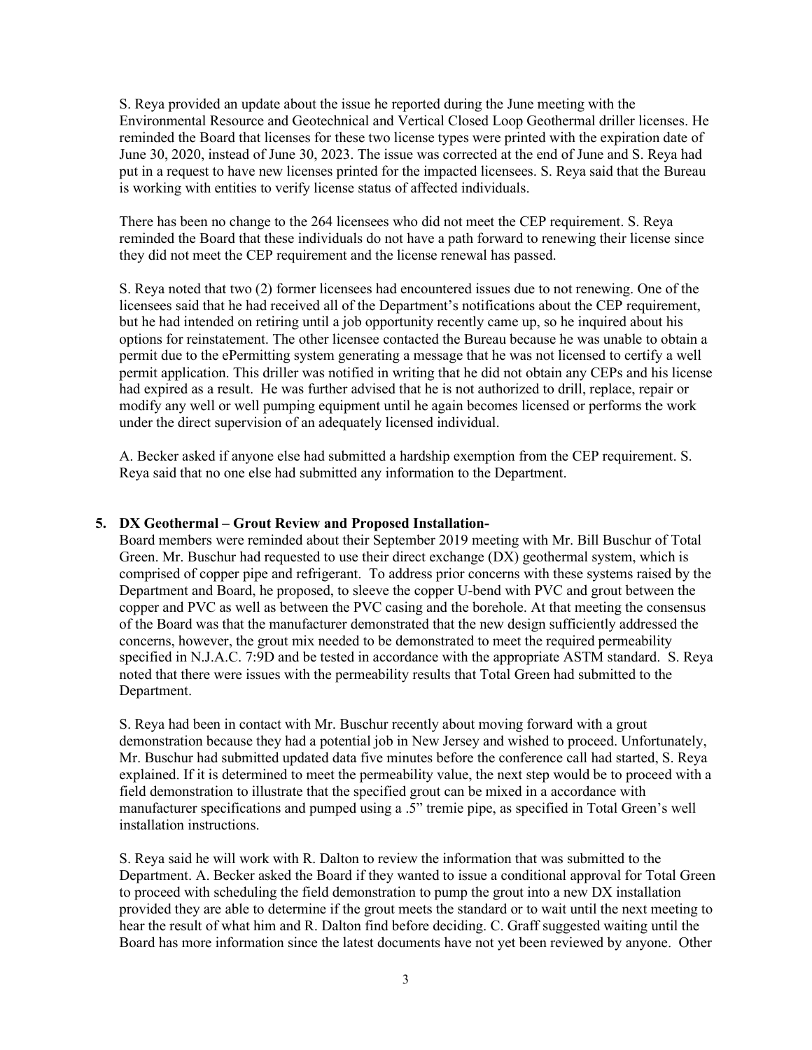S. Reya provided an update about the issue he reported during the June meeting with the Environmental Resource and Geotechnical and Vertical Closed Loop Geothermal driller licenses. He reminded the Board that licenses for these two license types were printed with the expiration date of June 30, 2020, instead of June 30, 2023. The issue was corrected at the end of June and S. Reya had put in a request to have new licenses printed for the impacted licensees. S. Reya said that the Bureau is working with entities to verify license status of affected individuals.

There has been no change to the 264 licensees who did not meet the CEP requirement. S. Reya reminded the Board that these individuals do not have a path forward to renewing their license since they did not meet the CEP requirement and the license renewal has passed.

S. Reya noted that two (2) former licensees had encountered issues due to not renewing. One of the licensees said that he had received all of the Department's notifications about the CEP requirement, but he had intended on retiring until a job opportunity recently came up, so he inquired about his options for reinstatement. The other licensee contacted the Bureau because he was unable to obtain a permit due to the ePermitting system generating a message that he was not licensed to certify a well permit application. This driller was notified in writing that he did not obtain any CEPs and his license had expired as a result. He was further advised that he is not authorized to drill, replace, repair or modify any well or well pumping equipment until he again becomes licensed or performs the work under the direct supervision of an adequately licensed individual.

A. Becker asked if anyone else had submitted a hardship exemption from the CEP requirement. S. Reya said that no one else had submitted any information to the Department.

5. **DX Geothermal – Grout Review and Proposed Installation-**

Board members were reminded about their September 2019 meeting with Mr. Bill Buschur of Total Green. Mr. Buschur had requested to use their direct exchange (DX) geothermal system, which is comprised of copper pipe and refrigerant. To address prior concerns with these systems raised by the Department and Board, he proposed, to sleeve the copper U-bend with PVC and grout between the copper and PVC as well as between the PVC casing and the borehole. At that meeting the consensus of the Board was that the manufacturer demonstrated that the new design sufficiently addressed the concerns, however, the grout mix needed to be demonstrated to meet the required permeability specified in N.J.A.C. 7:9D and be tested in accordance with the appropriate ASTM standard. S. Reya noted that there were issues with the permeability results that Total Green had submitted to the Department.

S. Reya had been in contact with Mr. Buschur recently about moving forward with a grout demonstration because they had a potential job in New Jersey and wished to proceed. Unfortunately, Mr. Buschur had submitted updated data five minutes before the conference call had started, S. Reya explained. If it is determined to meet the permeability value, the next step would be to proceed with a field demonstration to illustrate that the specified grout can be mixed in a accordance with manufacturer specifications and pumped using a .5" tremie pipe, as specified in Total Green's well installation instructions.

S. Reya said he will work with R. Dalton to review the information that was submitted to the Department. A. Becker asked the Board if they wanted to issue a conditional approval for Total Green to proceed with scheduling the field demonstration to pump the grout into a new DX installation provided they are able to determine if the grout meets the standard or to wait until the next meeting to hear the result of what him and R. Dalton find before deciding. C. Graff suggested waiting until the Board has more information since the latest documents have not yet been reviewed by anyone. Other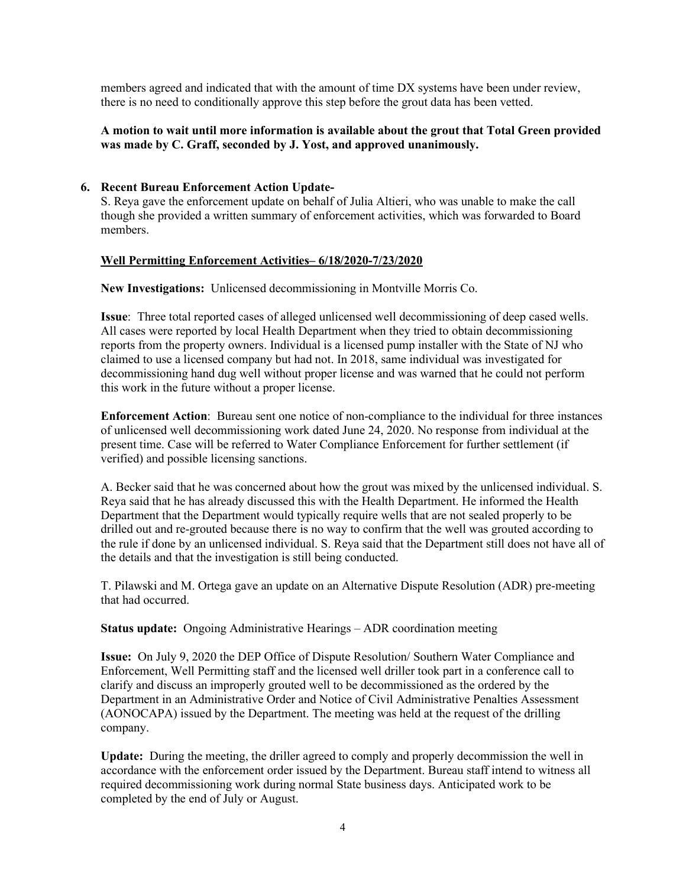members agreed and indicated that with the amount of time DX systems have been under review, there is no need to conditionally approve this step before the grout data has been vetted.

**A motion to wait until more information is available about the grout that Total Green provided was made by C. Graff, seconded by J. Yost, and approved unanimously.**

**6. Recent Bureau Enforcement Action Update-**

S. Reya gave the enforcement update on behalf of Julia Altieri, who was unable to make the call though she provided a written summary of enforcement activities, which was forwarded to Board members.

**Well Permitting Enforcement Activities– 6/18/2020-7/23/2020**

**New Investigations:** Unlicensed decommissioning in Montville Morris Co.

**Issue**: Three total reported cases of alleged unlicensed well decommissioning of deep cased wells. All cases were reported by local Health Department when they tried to obtain decommissioning reports from the property owners. Individual is a licensed pump installer with the State of NJ who claimed to use a licensed company but had not. In 2018, same individual was investigated for decommissioning hand dug well without proper license and was warned that he could not perform this work in the future without a proper license.

**Enforcement Action**: Bureau sent one notice of non-compliance to the individual for three instances of unlicensed well decommissioning work dated June 24, 2020. No response from individual at the present time. Case will be referred to Water Compliance Enforcement for further settlement (if verified) and possible licensing sanctions.

A. Becker said that he was concerned about how the grout was mixed by the unlicensed individual. S. Reya said that he has already discussed this with the Health Department. He informed the Health Department that the Department would typically require wells that are not sealed properly to be drilled out and re-grouted because there is no way to confirm that the well was grouted according to the rule if done by an unlicensed individual. S. Reya said that the Department still does not have all of the details and that the investigation is still being conducted.

T. Pilawski and M. Ortega gave an update on an Alternative Dispute Resolution (ADR) pre-meeting that had occurred.

**Status update:** Ongoing Administrative Hearings – ADR coordination meeting

**Issue:** On July 9, 2020 the DEP Office of Dispute Resolution/ Southern Water Compliance and Enforcement, Well Permitting staff and the licensed well driller took part in a conference call to clarify and discuss an improperly grouted well to be decommissioned as the ordered by the Department in an Administrative Order and Notice of Civil Administrative Penalties Assessment (AONOCAPA) issued by the Department. The meeting was held at the request of the drilling company.

**Update:** During the meeting, the driller agreed to comply and properly decommission the well in accordance with the enforcement order issued by the Department. Bureau staff intend to witness all required decommissioning work during normal State business days. Anticipated work to be completed by the end of July or August.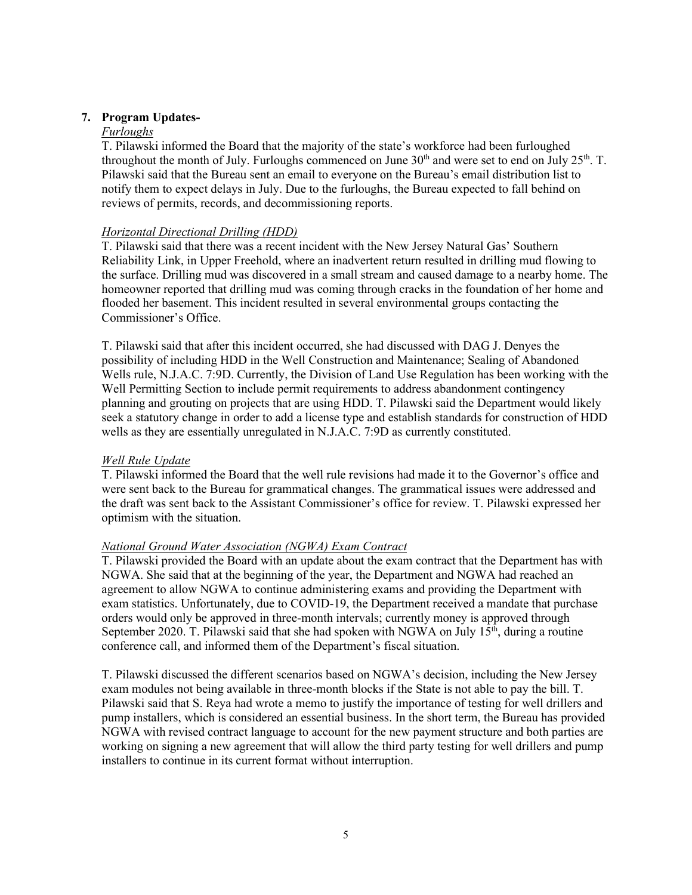**7. Program Updates-**

*Furloughs*

T. Pilawski informed the Board that the majority of the state's workforce had been furloughed throughout the month of July. Furloughs commenced on June 30th and were set to end on July 25th. T. Pilawski said that the Bureau sent an email to everyone on the Bureau's email distribution list to notify them to expect delays in July. Due to the furloughs, the Bureau expected to fall behind on reviews of permits, records, and decommissioning reports.

*Horizontal Directional Drilling (HDD)*

T. Pilawski said that there was a recent incident with the New Jersey Natural Gas' Southern Reliability Link, in Upper Freehold, where an inadvertent return resulted in drilling mud flowing to the surface. Drilling mud was discovered in a small stream and caused damage to a nearby home. The homeowner reported that drilling mud was coming through cracks in the foundation of her home and flooded her basement. This incident resulted in several environmental groups contacting the Commissioner's Office.

T. Pilawski said that after this incident occurred, she had discussed with DAG J. Denyes the possibility of including HDD in the Well Construction and Maintenance; Sealing of Abandoned Wells rule, N.J.A.C. 7:9D. Currently, the Division of Land Use Regulation has been working with the Well Permitting Section to include permit requirements to address abandonment contingency planning and grouting on projects that are using HDD. T. Pilawski said the Department would likely seek a statutory change in order to add a license type and establish standards for construction of HDD wells as they are essentially unregulated in N.J.A.C. 7:9D as currently constituted.

*Well Rule Update*

T. Pilawski informed the Board that the well rule revisions had made it to the Governor's office and were sent back to the Bureau for grammatical changes. The grammatical issues were addressed and the draft was sent back to the Assistant Commissioner's office for review. T. Pilawski expressed her optimism with the situation.

*National Ground Water Association (NGWA) Exam Contract*

T. Pilawski provided the Board with an update about the exam contract that the Department has with NGWA. She said that at the beginning of the year, the Department and NGWA had reached an agreement to allow NGWA to continue administering exams and providing the Department with exam statistics. Unfortunately, due to COVID-19, the Department received a mandate that purchase orders would only be approved in three-month intervals; currently money is approved through September 2020. T. Pilawski said that she had spoken with NGWA on July 15th, during a routine conference call, and informed them of the Department's fiscal situation.

T. Pilawski discussed the different scenarios based on NGWA's decision, including the New Jersey exam modules not being available in three-month blocks if the State is not able to pay the bill. T. Pilawski said that S. Reya had wrote a memo to justify the importance of testing for well drillers and pump installers, which is considered an essential business. In the short term, the Bureau has provided NGWA with revised contract language to account for the new payment structure and both parties are working on signing a new agreement that will allow the third party testing for well drillers and pump installers to continue in its current format without interruption.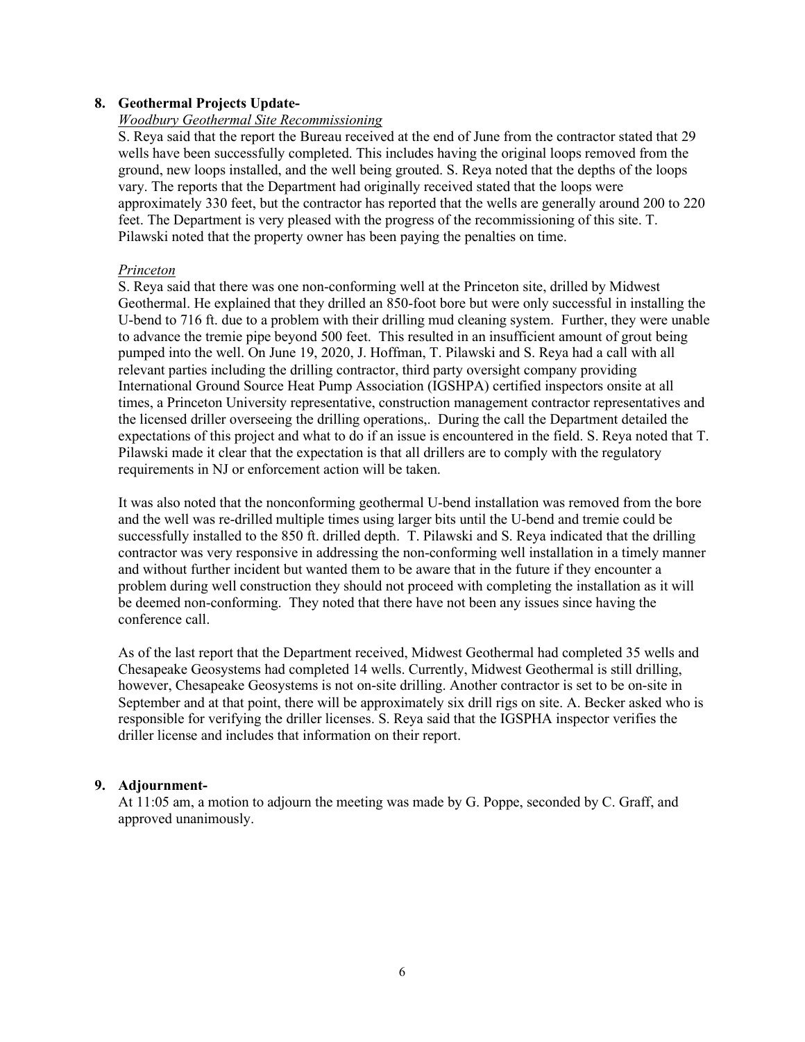**8. Geothermal Projects Update-**

*Woodbury Geothermal Site Recommissioning*

S. Reya said that the report the Bureau received at the end of June from the contractor stated that 29 wells have been successfully completed. This includes having the original loops removed from the ground, new loops installed, and the well being grouted. S. Reya noted that the depths of the loops vary. The reports that the Department had originally received stated that the loops were approximately 330 feet, but the contractor has reported that the wells are generally around 200 to 220 feet. The Department is very pleased with the progress of the recommissioning of this site. T. Pilawski noted that the property owner has been paying the penalties on time.

*Princeton*

S. Reya said that there was one non-conforming well at the Princeton site, drilled by Midwest Geothermal. He explained that they drilled an 850-foot bore but were only successful in installing the U-bend to 716 ft. due to a problem with their drilling mud cleaning system. Further, they were unable to advance the tremie pipe beyond 500 feet. This resulted in an insufficient amount of grout being pumped into the well. On June 19, 2020, J. Hoffman, T. Pilawski and S. Reya had a call with all relevant parties including the drilling contractor, third party oversight company providing International Ground Source Heat Pump Association (IGSHPA) certified inspectors onsite at all times, a Princeton University representative, construction management contractor representatives and the licensed driller overseeing the drilling operations,. During the call the Department detailed the expectations of this project and what to do if an issue is encountered in the field. S. Reya noted that T. Pilawski made it clear that the expectation is that all drillers are to comply with the regulatory requirements in NJ or enforcement action will be taken.

It was also noted that the nonconforming geothermal U-bend installation was removed from the bore and the well was re-drilled multiple times using larger bits until the U-bend and tremie could be successfully installed to the 850 ft. drilled depth. T. Pilawski and S. Reya indicated that the drilling contractor was very responsive in addressing the non-conforming well installation in a timely manner and without further incident but wanted them to be aware that in the future if they encounter a problem during well construction they should not proceed with completing the installation as it will be deemed non-conforming. They noted that there have not been any issues since having the conference call.

As of the last report that the Department received, Midwest Geothermal had completed 35 wells and Chesapeake Geosystems had completed 14 wells. Currently, Midwest Geothermal is still drilling, however, Chesapeake Geosystems is not on-site drilling. Another contractor is set to be on-site in September and at that point, there will be approximately six drill rigs on site. A. Becker asked who is responsible for verifying the driller licenses. S. Reya said that the IGSPHA inspector verifies the driller license and includes that information on their report.

**9. Adjournment-**

At 11:05 am, a motion to adjourn the meeting was made by G. Poppe, seconded by C. Graff, and approved unanimously.